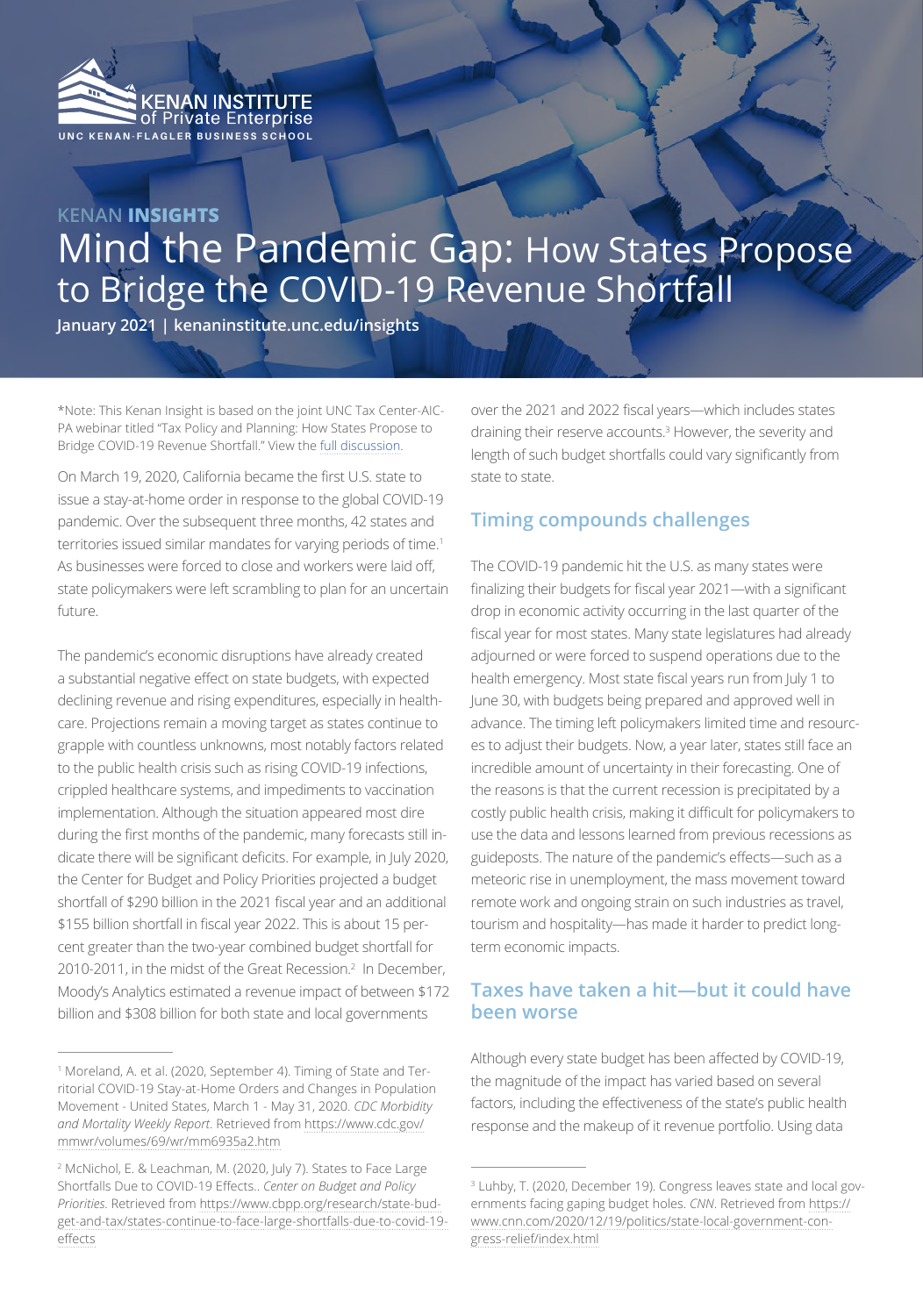KENAN INSTITUTE of Private Enterprise
UNC KENAN-FLAGLER BUSINESS SCHOOL

KENAN **INSIGHTS**

# Mind the Pandemic Gap: How States Propose to Bridge the COVID-19 Revenue Shortfall

**January 2021 | kenaninstitute.unc.edu/insights**

*Note: This Kenan Insight is based on the joint UNC Tax Center-AICPA webinar titled "Tax Policy and Planning: How States Propose to Bridge COVID-19 Revenue Shortfall." View the full discussion.

On March 19, 2020, California became the first U.S. state to issue a stay-at-home order in response to the global COVID-19 pandemic. Over the subsequent three months, 42 states and territories issued similar mandates for varying periods of time.[1] As businesses were forced to close and workers were laid off, state policymakers were left scrambling to plan for an uncertain future.

The pandemic's economic disruptions have already created a substantial negative effect on state budgets, with expected declining revenue and rising expenditures, especially in healthcare. Projections remain a moving target as states continue to grapple with countless unknowns, most notably factors related to the public health crisis such as rising COVID-19 infections, crippled healthcare systems, and impediments to vaccination implementation. Although the situation appeared most dire during the first months of the pandemic, many forecasts still indicate there will be significant deficits. For example, in July 2020, the Center for Budget and Policy Priorities projected a budget shortfall of $290 billion in the 2021 fiscal year and an additional $155 billion shortfall in fiscal year 2022. This is about 15 percent greater than the two-year combined budget shortfall for 2010-2011, in the midst of the Great Recession.[2] In December, Moody's Analytics estimated a revenue impact of between $172 billion and $308 billion for both state and local governments over the 2021 and 2022 fiscal years—which includes states draining their reserve accounts.[3] However, the severity and length of such budget shortfalls could vary significantly from state to state.

## Timing compounds challenges

The COVID-19 pandemic hit the U.S. as many states were finalizing their budgets for fiscal year 2021—with a significant drop in economic activity occurring in the last quarter of the fiscal year for most states. Many state legislatures had already adjourned or were forced to suspend operations due to the health emergency. Most state fiscal years run from July 1 to June 30, with budgets being prepared and approved well in advance. The timing left policymakers limited time and resources to adjust their budgets. Now, a year later, states still face an incredible amount of uncertainty in their forecasting. One of the reasons is that the current recession is precipitated by a costly public health crisis, making it difficult for policymakers to use the data and lessons learned from previous recessions as guideposts. The nature of the pandemic's effects—such as a meteoric rise in unemployment, the mass movement toward remote work and ongoing strain on such industries as travel, tourism and hospitality—has made it harder to predict long-term economic impacts.

## Taxes have taken a hit—but it could have been worse

Although every state budget has been affected by COVID-19, the magnitude of the impact has varied based on several factors, including the effectiveness of the state's public health response and the makeup of it revenue portfolio. Using data

---

[1] Moreland, A. et al. (2020, September 4). Timing of State and Territorial COVID-19 Stay-at-Home Orders and Changes in Population Movement - United States, March 1 - May 31, 2020. *CDC Morbidity and Mortality Weekly Report*. Retrieved from https://www.cdc.gov/mmwr/volumes/69/wr/mm6935a2.htm

[2] McNichol, E. & Leachman, M. (2020, July 7). States to Face Large Shortfalls Due to COVID-19 Effects.. *Center on Budget and Policy Priorities*. Retrieved from https://www.cbpp.org/research/state-budget-and-tax/states-continue-to-face-large-shortfalls-due-to-covid-19-effects

[3] Luhby, T. (2020, December 19). Congress leaves state and local governments facing gaping budget holes. *CNN*. Retrieved from https://www.cnn.com/2020/12/19/politics/state-local-government-congress-relief/index.html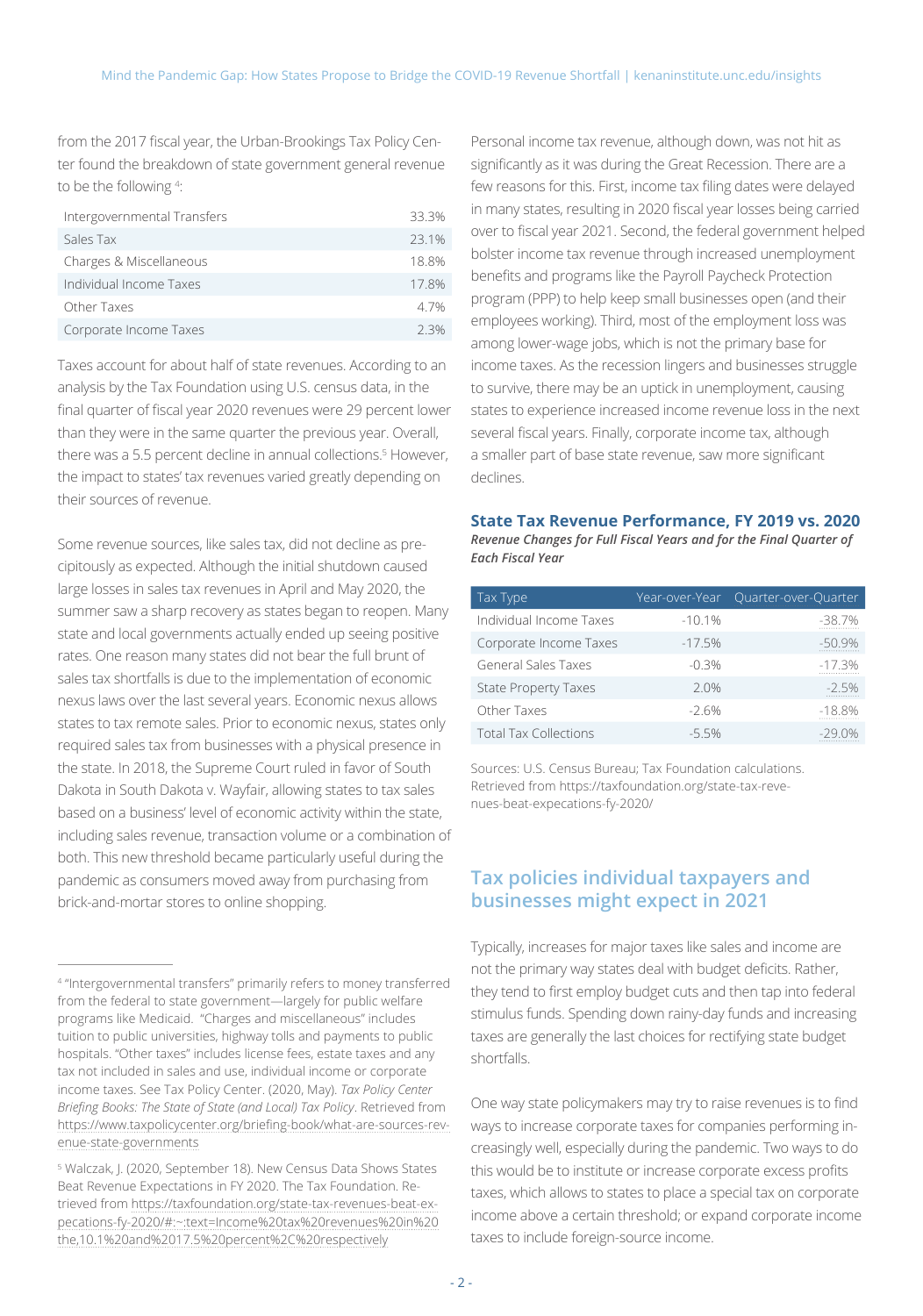from the 2017 fiscal year, the Urban-Brookings Tax Policy Center found the breakdown of state government general revenue to be the following [4]:

| | |
|---|---|
| Intergovernmental Transfers | 33.3% |
| Sales Tax | 23.1% |
| Charges & Miscellaneous | 18.8% |
| Individual Income Taxes | 17.8% |
| Other Taxes | 4.7% |
| Corporate Income Taxes | 2.3% |

Taxes account for about half of state revenues. According to an analysis by the Tax Foundation using U.S. census data, in the final quarter of fiscal year 2020 revenues were 29 percent lower than they were in the same quarter the previous year. Overall, there was a 5.5 percent decline in annual collections.[5] However, the impact to states' tax revenues varied greatly depending on their sources of revenue.

Some revenue sources, like sales tax, did not decline as precipitously as expected. Although the initial shutdown caused large losses in sales tax revenues in April and May 2020, the summer saw a sharp recovery as states began to reopen. Many state and local governments actually ended up seeing positive rates. One reason many states did not bear the full brunt of sales tax shortfalls is due to the implementation of economic nexus laws over the last several years. Economic nexus allows states to tax remote sales. Prior to economic nexus, states only required sales tax from businesses with a physical presence in the state. In 2018, the Supreme Court ruled in favor of South Dakota in South Dakota v. Wayfair, allowing states to tax sales based on a business' level of economic activity within the state, including sales revenue, transaction volume or a combination of both. This new threshold became particularly useful during the pandemic as consumers moved away from purchasing from brick-and-mortar stores to online shopping.

Personal income tax revenue, although down, was not hit as significantly as it was during the Great Recession. There are a few reasons for this. First, income tax filing dates were delayed in many states, resulting in 2020 fiscal year losses being carried over to fiscal year 2021. Second, the federal government helped bolster income tax revenue through increased unemployment benefits and programs like the Payroll Paycheck Protection program (PPP) to help keep small businesses open (and their employees working). Third, most of the employment loss was among lower-wage jobs, which is not the primary base for income taxes. As the recession lingers and businesses struggle to survive, there may be an uptick in unemployment, causing states to experience increased income revenue loss in the next several fiscal years. Finally, corporate income tax, although a smaller part of base state revenue, saw more significant declines.

**State Tax Revenue Performance, FY 2019 vs. 2020**

***Revenue Changes for Full Fiscal Years and for the Final Quarter of Each Fiscal Year***

| Tax Type | Year-over-Year | Quarter-over-Quarter |
|---|---|---|
| Individual Income Taxes | -10.1% | -38.7% |
| Corporate Income Taxes | -17.5% | -50.9% |
| General Sales Taxes | -0.3% | -17.3% |
| State Property Taxes | 2.0% | -2.5% |
| Other Taxes | -2.6% | -18.8% |
| Total Tax Collections | -5.5% | -29.0% |

Sources: U.S. Census Bureau; Tax Foundation calculations. Retrieved from https://taxfoundation.org/state-tax-revenues-beat-expecations-fy-2020/

## Tax policies individual taxpayers and businesses might expect in 2021

Typically, increases for major taxes like sales and income are not the primary way states deal with budget deficits. Rather, they tend to first employ budget cuts and then tap into federal stimulus funds. Spending down rainy-day funds and increasing taxes are generally the last choices for rectifying state budget shortfalls.

One way state policymakers may try to raise revenues is to find ways to increase corporate taxes for companies performing increasingly well, especially during the pandemic. Two ways to do this would be to institute or increase corporate excess profits taxes, which allows to states to place a special tax on corporate income above a certain threshold; or expand corporate income taxes to include foreign-source income.

---

[4] "Intergovernmental transfers" primarily refers to money transferred from the federal to state government—largely for public welfare programs like Medicaid. "Charges and miscellaneous" includes tuition to public universities, highway tolls and payments to public hospitals. "Other taxes" includes license fees, estate taxes and any tax not included in sales and use, individual income or corporate income taxes. See Tax Policy Center. (2020, May). *Tax Policy Center Briefing Books: The State of State (and Local) Tax Policy*. Retrieved from https://www.taxpolicycenter.org/briefing-book/what-are-sources-revenue-state-governments

[5] Walczak, J. (2020, September 18). New Census Data Shows States Beat Revenue Expectations in FY 2020. The Tax Foundation. Retrieved from https://taxfoundation.org/state-tax-revenues-beat-expecations-fy-2020/#:~:text=Income%20tax%20revenues%20in%20the,10.1%20and%2017.5%20percent%2C%20respectively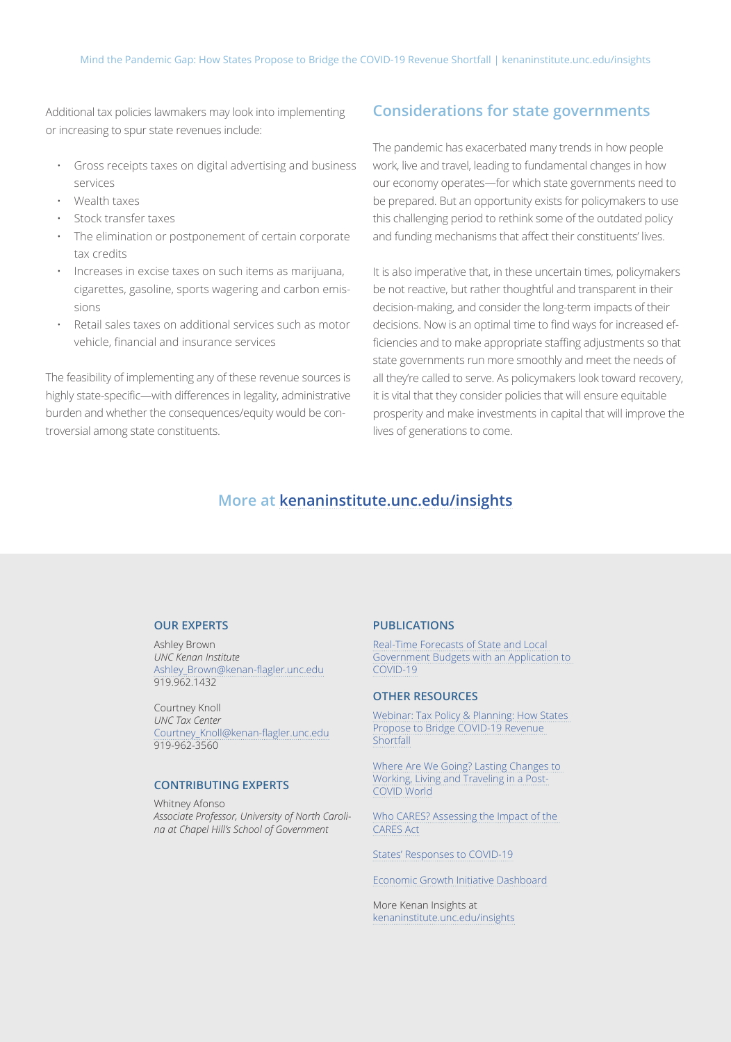Additional tax policies lawmakers may look into implementing or increasing to spur state revenues include:

- Gross receipts taxes on digital advertising and business services
- Wealth taxes
- Stock transfer taxes
- The elimination or postponement of certain corporate tax credits
- Increases in excise taxes on such items as marijuana, cigarettes, gasoline, sports wagering and carbon emissions
- Retail sales taxes on additional services such as motor vehicle, financial and insurance services

The feasibility of implementing any of these revenue sources is highly state-specific—with differences in legality, administrative burden and whether the consequences/equity would be controversial among state constituents.

## Considerations for state governments

The pandemic has exacerbated many trends in how people work, live and travel, leading to fundamental changes in how our economy operates—for which state governments need to be prepared. But an opportunity exists for policymakers to use this challenging period to rethink some of the outdated policy and funding mechanisms that affect their constituents' lives.

It is also imperative that, in these uncertain times, policymakers be not reactive, but rather thoughtful and transparent in their decision-making, and consider the long-term impacts of their decisions. Now is an optimal time to find ways for increased efficiencies and to make appropriate staffing adjustments so that state governments run more smoothly and meet the needs of all they're called to serve. As policymakers look toward recovery, it is vital that they consider policies that will ensure equitable prosperity and make investments in capital that will improve the lives of generations to come.

**More at kenaninstitute.unc.edu/insights**

### OUR EXPERTS

Ashley Brown
*UNC Kenan Institute*
Ashley_Brown@kenan-flagler.unc.edu
919.962.1432

Courtney Knoll
*UNC Tax Center*
Courtney_Knoll@kenan-flagler.unc.edu
919-962-3560

### CONTRIBUTING EXPERTS

Whitney Afonso
*Associate Professor, University of North Carolina at Chapel Hill's School of Government*

### PUBLICATIONS

Real-Time Forecasts of State and Local Government Budgets with an Application to COVID-19

### OTHER RESOURCES

Webinar: Tax Policy & Planning: How States Propose to Bridge COVID-19 Revenue Shortfall

Where Are We Going? Lasting Changes to Working, Living and Traveling in a Post-COVID World

Who CARES? Assessing the Impact of the CARES Act

States' Responses to COVID-19

Economic Growth Initiative Dashboard

More Kenan Insights at
kenaninstitute.unc.edu/insights